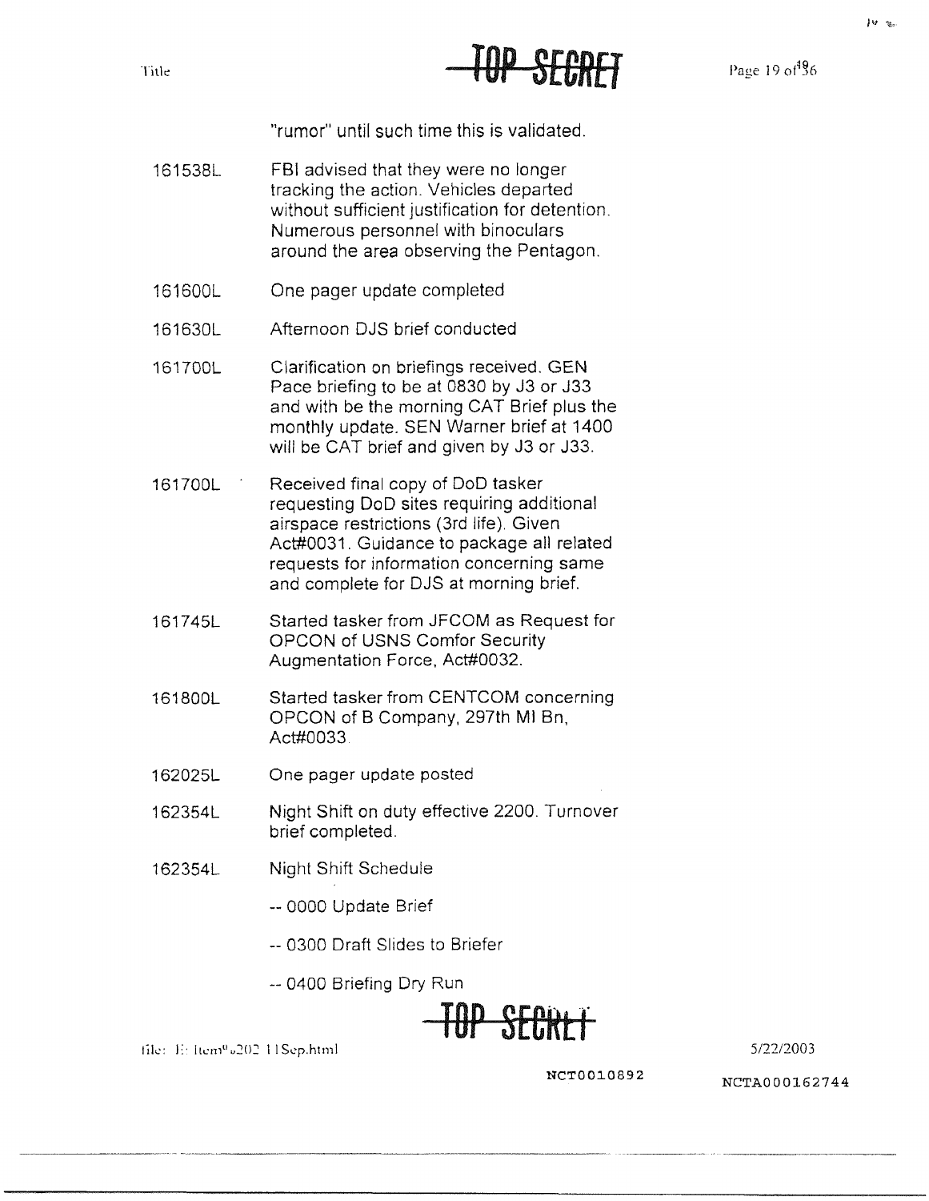"rumor" until such time this is validated.

| | |
|---|---|
| 161538L | FBI advised that they were no longer tracking the action. Vehicles departed without sufficient justification for detention. Numerous personnel with binoculars around the area observing the Pentagon. |
| 161600L | One pager update completed |
| 161630L | Afternoon DJS brief conducted |
| 161700L | Clarification on briefings received. GEN Pace briefing to be at 0830 by J3 or J33 and with be the morning CAT Brief plus the monthly update. SEN Warner brief at 1400 will be CAT brief and given by J3 or J33. |
| 161700L | Received final copy of DoD tasker requesting DoD sites requiring additional airspace restrictions (3rd life). Given Act#0031. Guidance to package all related requests for information concerning same and complete for DJS at morning brief. |
| 161745L | Started tasker from JFCOM as Request for OPCON of USNS Comfor Security Augmentation Force, Act#0032. |
| 161800L | Started tasker from CENTCOM concerning OPCON of B Company, 297th MI Bn, Act#0033. |
| 162025L | One pager update posted |
| 162354L | Night Shift on duty effective 2200. Turnover brief completed. |
| 162354L | Night Shift Schedule<br>-- 0000 Update Brief<br>-- 0300 Draft Slides to Briefer<br>-- 0400 Briefing Dry Run |

NCT0010892

NCTA000162744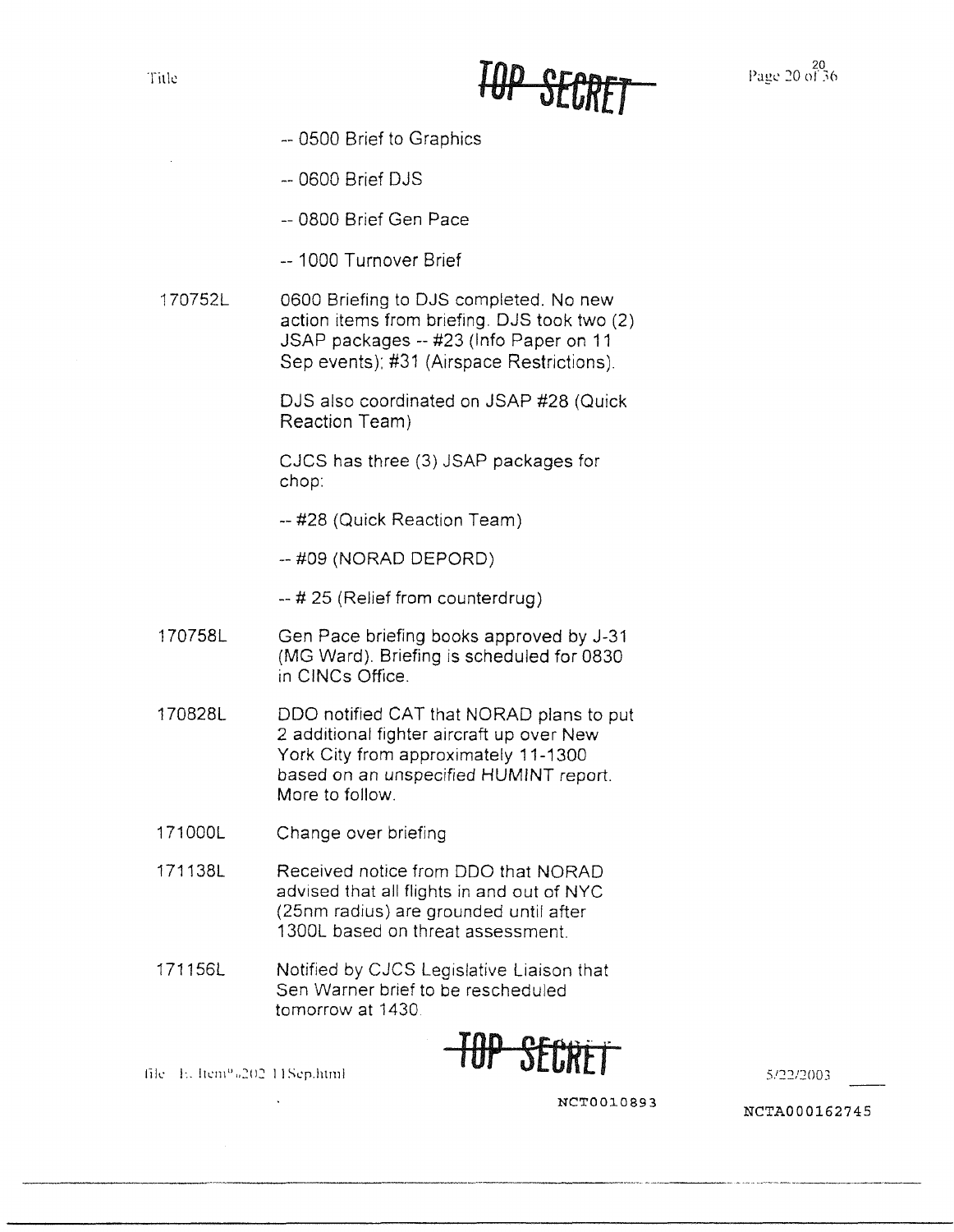-- 0500 Brief to Graphics

-- 0600 Brief DJS

-- 0800 Brief Gen Pace

-- 1000 Turnover Brief

| | |
|---|---|
| 170752L | 0600 Briefing to DJS completed. No new action items from briefing. DJS took two (2) JSAP packages -- #23 (Info Paper on 11 Sep events); #31 (Airspace Restrictions).<br><br>DJS also coordinated on JSAP #28 (Quick Reaction Team)<br><br>CJCS has three (3) JSAP packages for chop:<br><br>-- #28 (Quick Reaction Team)<br><br>-- #09 (NORAD DEPORD)<br><br>-- # 25 (Relief from counterdrug) |
| 170758L | Gen Pace briefing books approved by J-31 (MG Ward). Briefing is scheduled for 0830 in CINCs Office. |
| 170828L | DDO notified CAT that NORAD plans to put 2 additional fighter aircraft up over New York City from approximately 11-1300 based on an unspecified HUMINT report. More to follow. |
| 171000L | Change over briefing |
| 171138L | Received notice from DDO that NORAD advised that all flights in and out of NYC (25nm radius) are grounded until after 1300L based on threat assessment. |
| 171156L | Notified by CJCS Legislative Liaison that Sen Warner brief to be rescheduled tomorrow at 1430. |

NCT0010893

NCTA000162745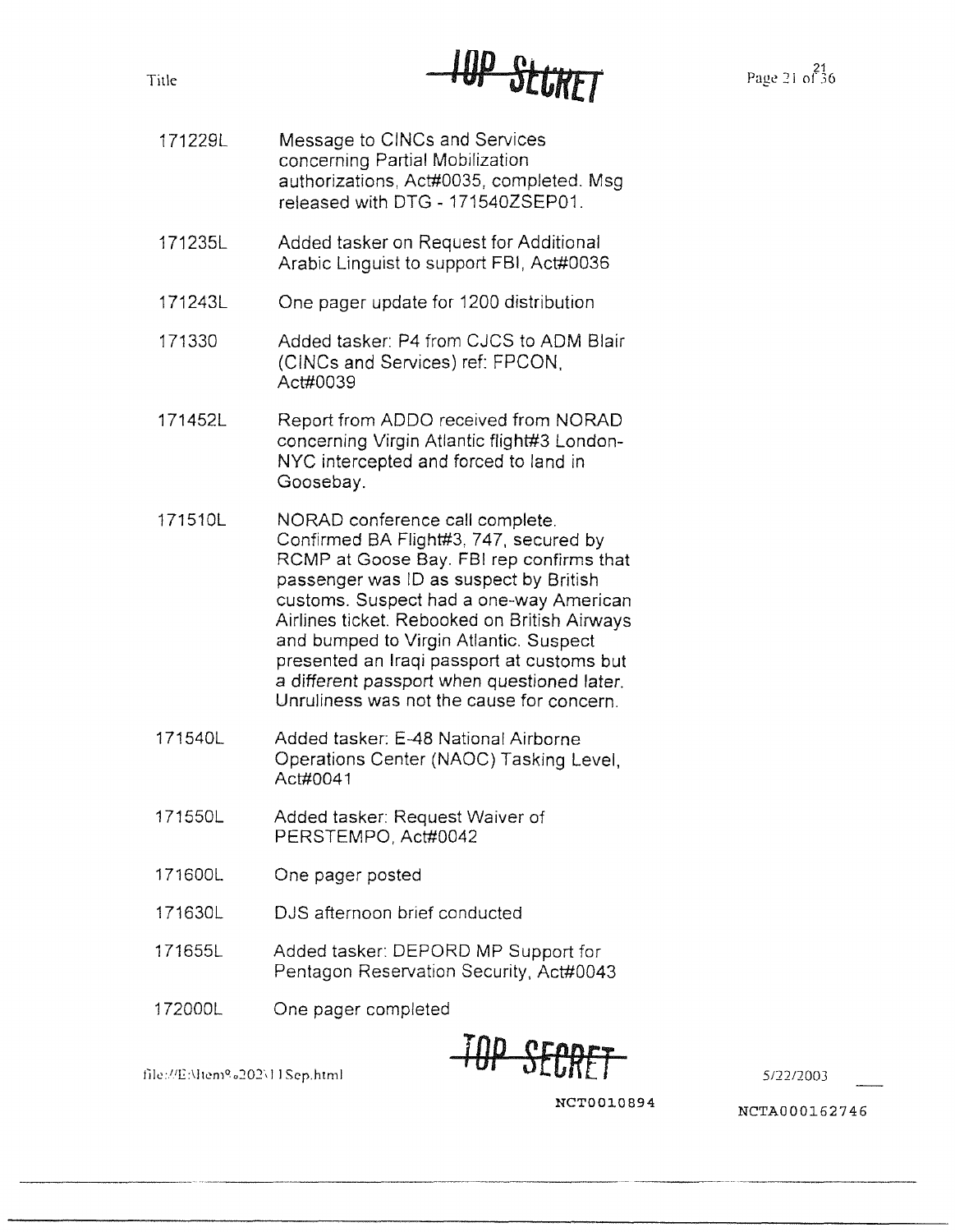| | |
|---|---|
| 171229L | Message to CINCs and Services concerning Partial Mobilization authorizations, Act#0035, completed. Msg released with DTG - 171540ZSEP01. |
| 171235L | Added tasker on Request for Additional Arabic Linguist to support FBI, Act#0036 |
| 171243L | One pager update for 1200 distribution |
| 171330 | Added tasker: P4 from CJCS to ADM Blair (CINCs and Services) ref: FPCON, Act#0039 |
| 171452L | Report from ADDO received from NORAD concerning Virgin Atlantic flight#3 London-NYC intercepted and forced to land in Goosebay. |
| 171510L | NORAD conference call complete. Confirmed BA Flight#3, 747, secured by RCMP at Goose Bay. FBI rep confirms that passenger was ID as suspect by British customs. Suspect had a one-way American Airlines ticket. Rebooked on British Airways and bumped to Virgin Atlantic. Suspect presented an Iraqi passport at customs but a different passport when questioned later. Unruliness was not the cause for concern. |
| 171540L | Added tasker: E-48 National Airborne Operations Center (NAOC) Tasking Level, Act#0041 |
| 171550L | Added tasker: Request Waiver of PERSTEMPO, Act#0042 |
| 171600L | One pager posted |
| 171630L | DJS afternoon brief conducted |
| 171655L | Added tasker: DEPORD MP Support for Pentagon Reservation Security, Act#0043 |
| 172000L | One pager completed |

NCT0010894

NCTA000162746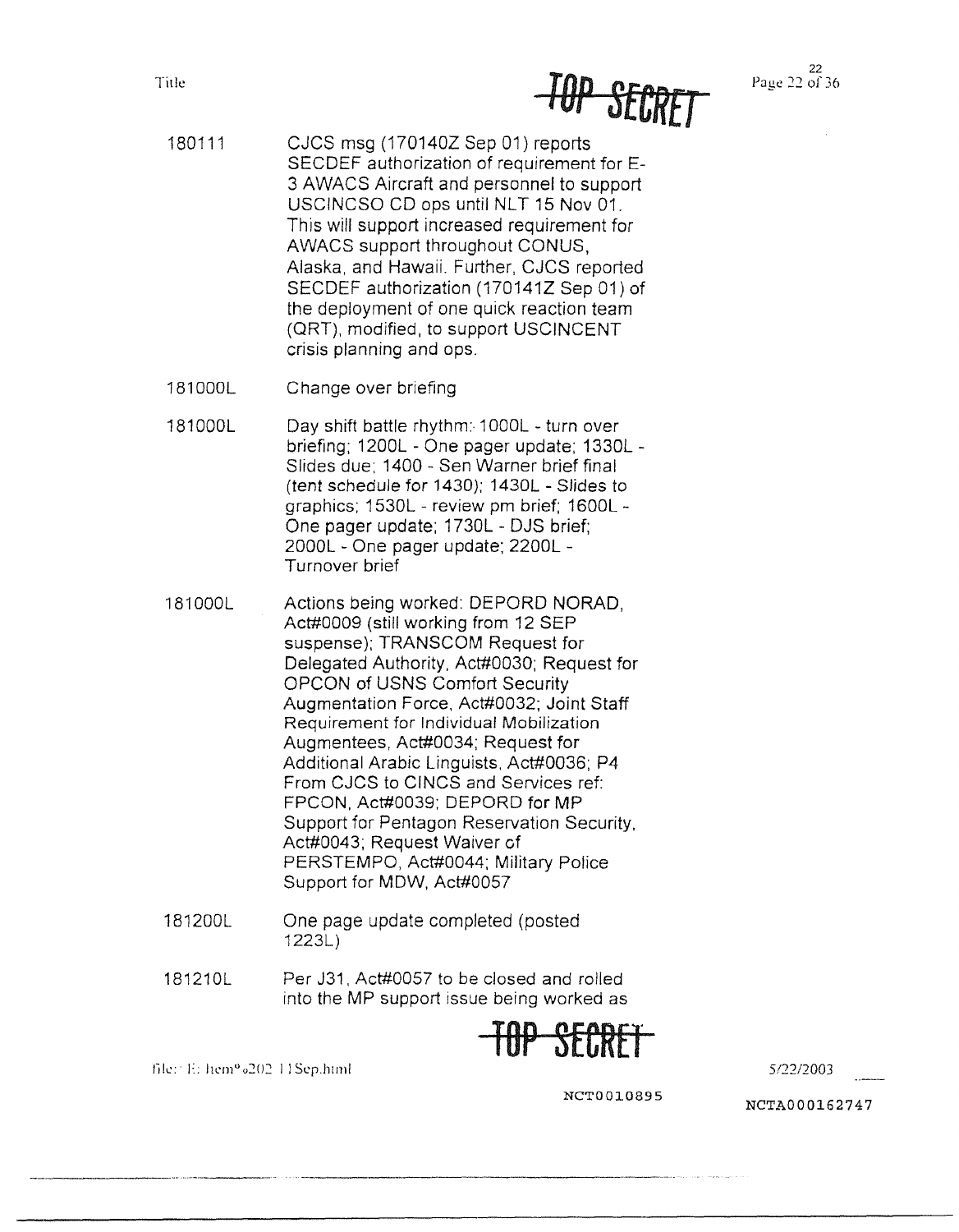| | |
|---|---|
| 180111 | CJCS msg (170140Z Sep 01) reports SECDEF authorization of requirement for E-3 AWACS Aircraft and personnel to support USCINCSO CD ops until NLT 15 Nov 01. This will support increased requirement for AWACS support throughout CONUS, Alaska, and Hawaii. Further, CJCS reported SECDEF authorization (170141Z Sep 01) of the deployment of one quick reaction team (QRT), modified, to support USCINCENT crisis planning and ops. |
| 181000L | Change over briefing |
| 181000L | Day shift battle rhythm: 1000L - turn over briefing; 1200L - One pager update; 1330L - Slides due; 1400 - Sen Warner brief final (tent schedule for 1430); 1430L - Slides to graphics; 1530L - review pm brief; 1600L - One pager update; 1730L - DJS brief; 2000L - One pager update; 2200L - Turnover brief |
| 181000L | Actions being worked: DEPORD NORAD, Act#0009 (still working from 12 SEP suspense); TRANSCOM Request for Delegated Authority, Act#0030; Request for OPCON of USNS Comfort Security Augmentation Force, Act#0032; Joint Staff Requirement for Individual Mobilization Augmentees, Act#0034; Request for Additional Arabic Linguists, Act#0036; P4 From CJCS to CINCS and Services ref: FPCON, Act#0039; DEPORD for MP Support for Pentagon Reservation Security, Act#0043; Request Waiver of PERSTEMPO, Act#0044; Military Police Support for MDW, Act#0057 |
| 181200L | One page update completed (posted 1223L) |
| 181210L | Per J31, Act#0057 to be closed and rolled into the MP support issue being worked as |

NCT0010895

NCTA000162747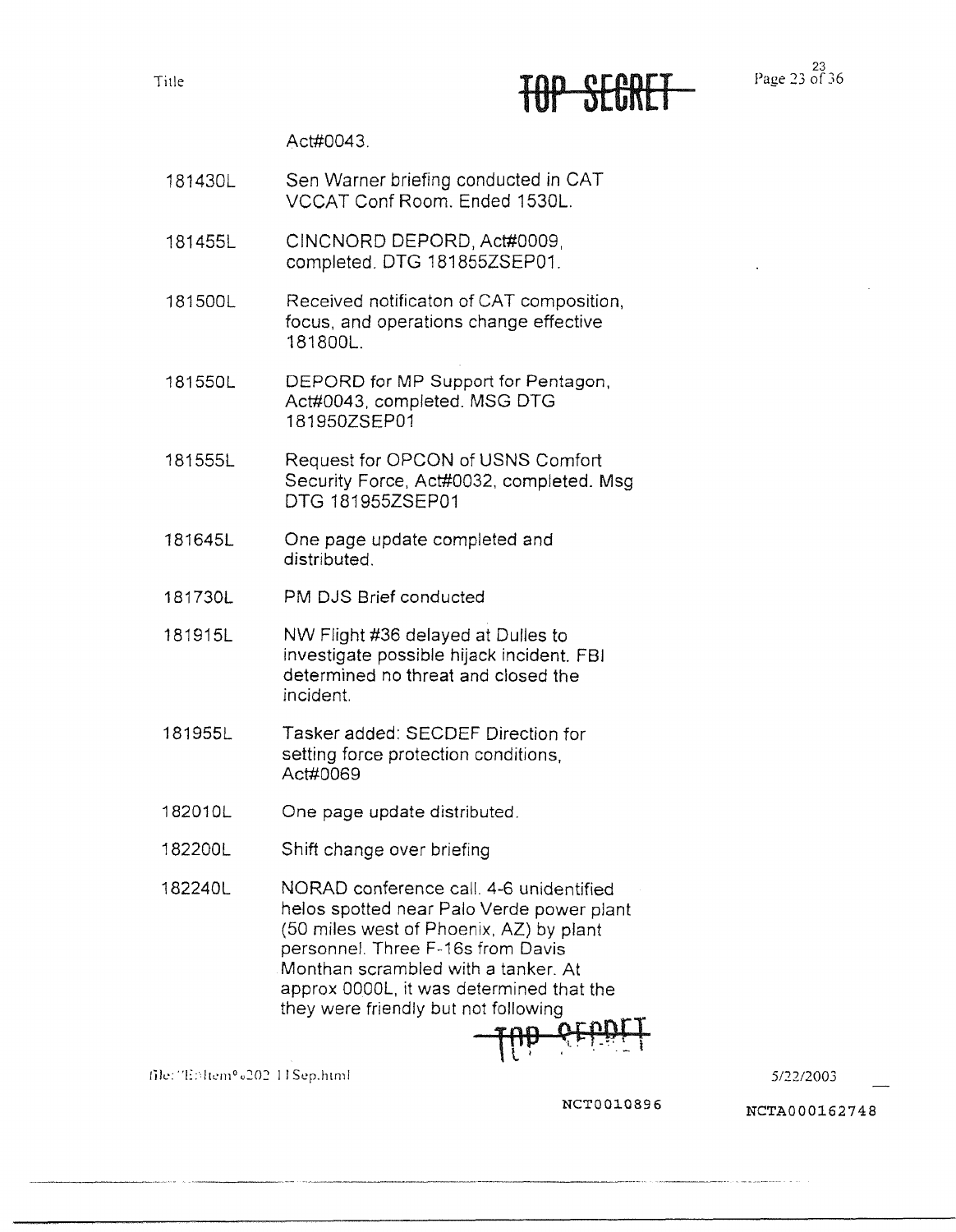TOP SECRET

Act#0043.

| | |
|---|---|
| 181430L | Sen Warner briefing conducted in CAT VCCAT Conf Room. Ended 1530L. |
| 181455L | CINCNORD DEPORD, Act#0009, completed. DTG 181855ZSEP01. |
| 181500L | Received notificaton of CAT composition, focus, and operations change effective 181800L. |
| 181550L | DEPORD for MP Support for Pentagon, Act#0043, completed. MSG DTG 181950ZSEP01 |
| 181555L | Request for OPCON of USNS Comfort Security Force, Act#0032, completed. Msg DTG 181955ZSEP01 |
| 181645L | One page update completed and distributed. |
| 181730L | PM DJS Brief conducted |
| 181915L | NW Flight #36 delayed at Dulles to investigate possible hijack incident. FBI determined no threat and closed the incident. |
| 181955L | Tasker added: SECDEF Direction for setting force protection conditions, Act#0069 |
| 182010L | One page update distributed. |
| 182200L | Shift change over briefing |
| 182240L | NORAD conference call. 4-6 unidentified helos spotted near Palo Verde power plant (50 miles west of Phoenix, AZ) by plant personnel. Three F-16s from Davis Monthan scrambled with a tanker. At approx 0000L, it was determined that the they were friendly but not following |

TOP SECRET

NCT0010896

NCTA000162748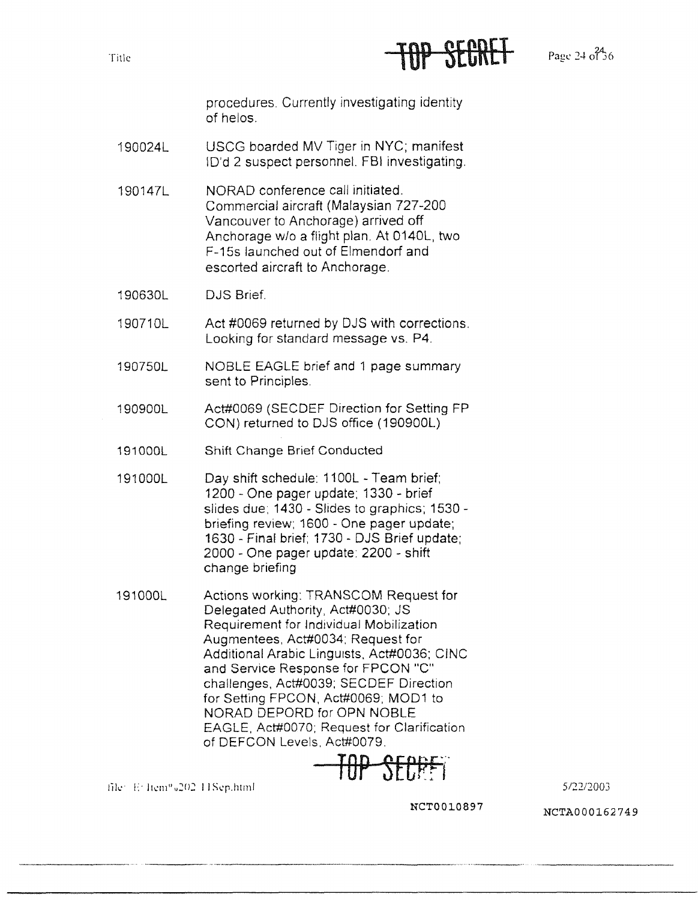procedures. Currently investigating identity of helos.

| | |
|---|---|
| 190024L | USCG boarded MV Tiger in NYC; manifest ID'd 2 suspect personnel. FBI investigating. |
| 190147L | NORAD conference call initiated. Commercial aircraft (Malaysian 727-200 Vancouver to Anchorage) arrived off Anchorage w/o a flight plan. At 0140L, two F-15s launched out of Elmendorf and escorted aircraft to Anchorage. |
| 190630L | DJS Brief. |
| 190710L | Act #0069 returned by DJS with corrections. Looking for standard message vs. P4. |
| 190750L | NOBLE EAGLE brief and 1 page summary sent to Principles. |
| 190900L | Act#0069 (SECDEF Direction for Setting FP CON) returned to DJS office (190900L) |
| 191000L | Shift Change Brief Conducted |
| 191000L | Day shift schedule: 1100L - Team brief; 1200 - One pager update; 1330 - brief slides due; 1430 - Slides to graphics; 1530 - briefing review; 1600 - One pager update; 1630 - Final brief; 1730 - DJS Brief update; 2000 - One pager update: 2200 - shift change briefing |
| 191000L | Actions working: TRANSCOM Request for Delegated Authority, Act#0030; JS Requirement for Individual Mobilization Augmentees, Act#0034; Request for Additional Arabic Linguists, Act#0036; CINC and Service Response for FPCON "C" challenges, Act#0039; SECDEF Direction for Setting FPCON, Act#0069; MOD1 to NORAD DEPORD for OPN NOBLE EAGLE, Act#0070; Request for Clarification of DEFCON Levels, Act#0079. |

NCT0010897 NCTA000162749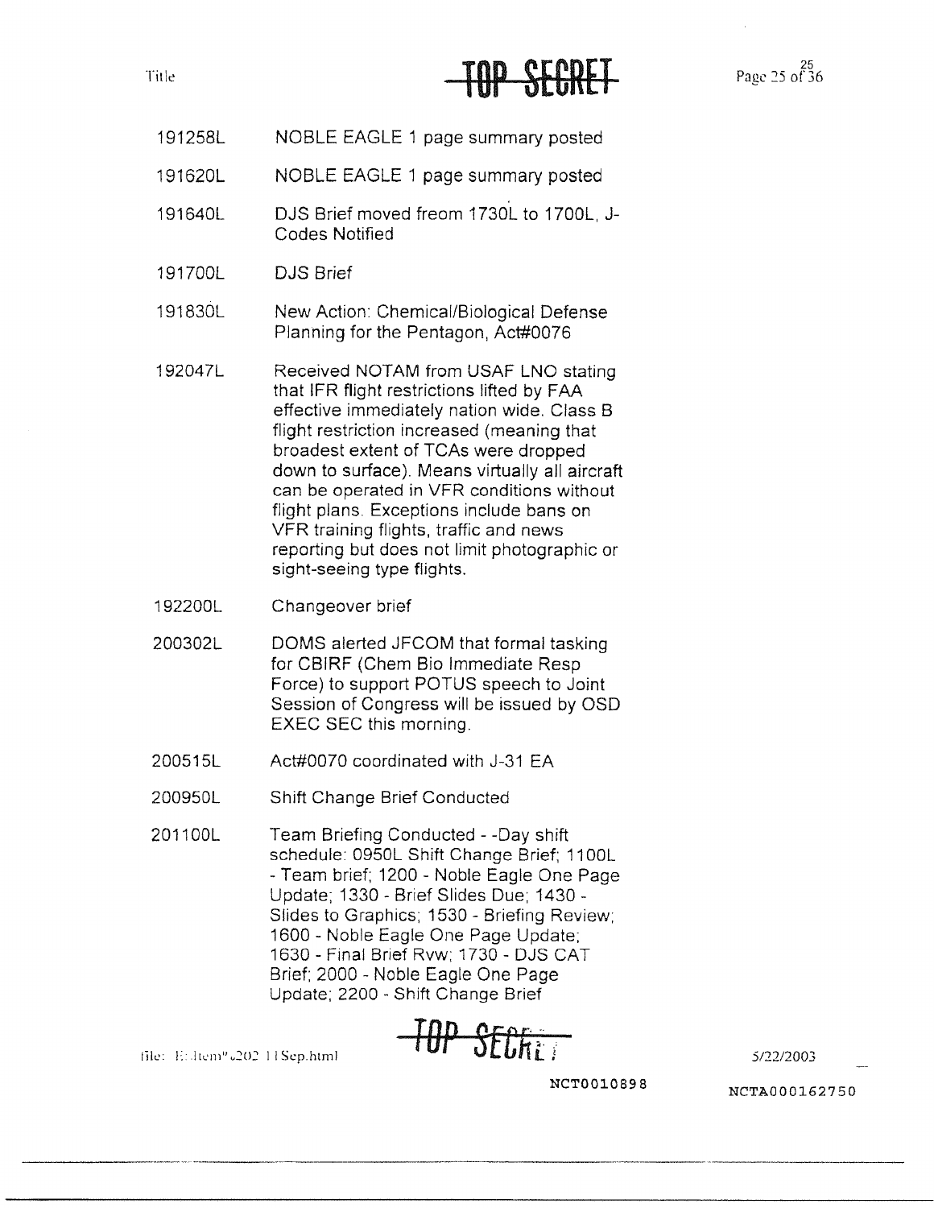TOP SECRET

| | |
|---|---|
| 191258L | NOBLE EAGLE 1 page summary posted |
| 191620L | NOBLE EAGLE 1 page summary posted |
| 191640L | DJS Brief moved freom 1730L to 1700L, J-Codes Notified |
| 191700L | DJS Brief |
| 191830L | New Action: Chemical/Biological Defense Planning for the Pentagon, Act#0076 |
| 192047L | Received NOTAM from USAF LNO stating that IFR flight restrictions lifted by FAA effective immediately nation wide. Class B flight restriction increased (meaning that broadest extent of TCAs were dropped down to surface). Means virtually all aircraft can be operated in VFR conditions without flight plans. Exceptions include bans on VFR training flights, traffic and news reporting but does not limit photographic or sight-seeing type flights. |
| 192200L | Changeover brief |
| 200302L | DOMS alerted JFCOM that formal tasking for CBIRF (Chem Bio Immediate Resp Force) to support POTUS speech to Joint Session of Congress will be issued by OSD EXEC SEC this morning. |
| 200515L | Act#0070 coordinated with J-31 EA |
| 200950L | Shift Change Brief Conducted |
| 201100L | Team Briefing Conducted - -Day shift schedule: 0950L Shift Change Brief; 1100L - Team brief; 1200 - Noble Eagle One Page Update; 1330 - Brief Slides Due; 1430 - Slides to Graphics; 1530 - Briefing Review; 1600 - Noble Eagle One Page Update; 1630 - Final Brief Rvw; 1730 - DJS CAT Brief; 2000 - Noble Eagle One Page Update; 2200 - Shift Change Brief |

TOP SECRET

NCT0010898

NCTA000162750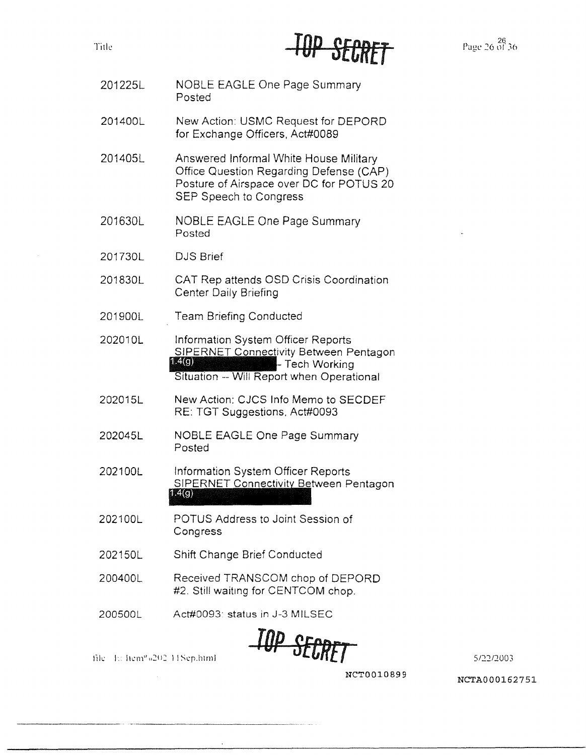| | |
|---|---|
| 201225L | NOBLE EAGLE One Page Summary Posted |
| 201400L | New Action: USMC Request for DEPORD for Exchange Officers, Act#0089 |
| 201405L | Answered Informal White House Military Office Question Regarding Defense (CAP) Posture of Airspace over DC for POTUS 20 SEP Speech to Congress |
| 201630L | NOBLE EAGLE One Page Summary Posted |
| 201730L | DJS Brief |
| 201830L | CAT Rep attends OSD Crisis Coordination Center Daily Briefing |
| 201900L | Team Briefing Conducted |
| 202010L | Information System Officer Reports SIPERNET Connectivity Between Pentagon [1.4(g)] -- Tech Working Situation -- Will Report when Operational |
| 202015L | New Action: CJCS Info Memo to SECDEF RE: TGT Suggestions, Act#0093 |
| 202045L | NOBLE EAGLE One Page Summary Posted |
| 202100L | Information System Officer Reports SIPERNET Connectivity Between Pentagon [1.4(g)] |
| 202100L | POTUS Address to Joint Session of Congress |
| 202150L | Shift Change Brief Conducted |
| 200400L | Received TRANSCOM chop of DEPORD #2. Still waiting for CENTCOM chop. |
| 200500L | Act#0093: status in J-3 MILSEC |

NCT0010899

NCTA000162751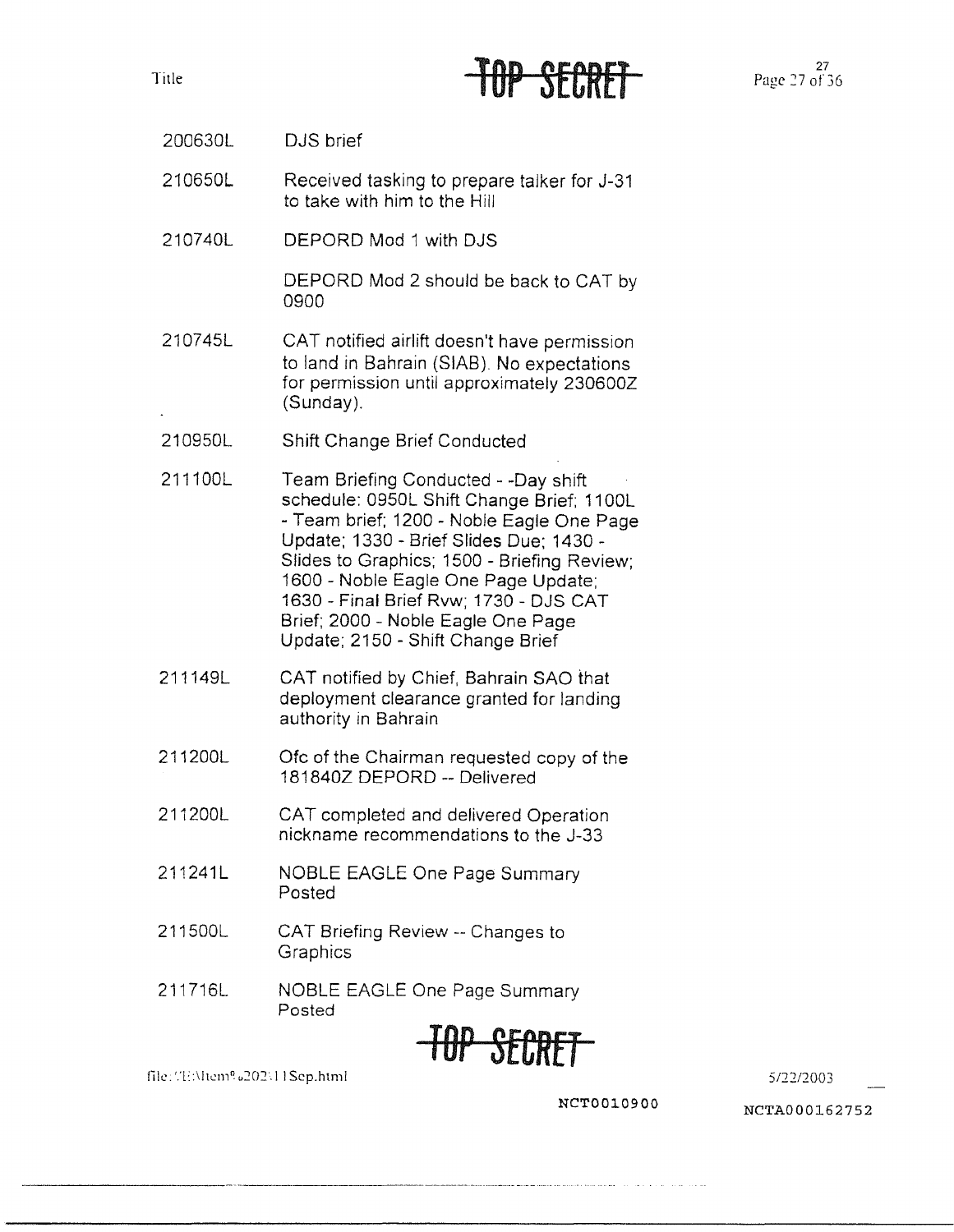| | |
|---|---|
| 200630L | DJS brief |
| 210650L | Received tasking to prepare talker for J-31 to take with him to the Hill |
| 210740L | DEPORD Mod 1 with DJS<br><br>DEPORD Mod 2 should be back to CAT by 0900 |
| 210745L | CAT notified airlift doesn't have permission to land in Bahrain (SIAB). No expectations for permission until approximately 230600Z (Sunday). |
| 210950L | Shift Change Brief Conducted |
| 211100L | Team Briefing Conducted - -Day shift schedule: 0950L Shift Change Brief; 1100L - Team brief; 1200 - Noble Eagle One Page Update; 1330 - Brief Slides Due; 1430 - Slides to Graphics; 1500 - Briefing Review; 1600 - Noble Eagle One Page Update; 1630 - Final Brief Rvw; 1730 - DJS CAT Brief; 2000 - Noble Eagle One Page Update; 2150 - Shift Change Brief |
| 211149L | CAT notified by Chief, Bahrain SAO that deployment clearance granted for landing authority in Bahrain |
| 211200L | Ofc of the Chairman requested copy of the 181840Z DEPORD -- Delivered |
| 211200L | CAT completed and delivered Operation nickname recommendations to the J-33 |
| 211241L | NOBLE EAGLE One Page Summary Posted |
| 211500L | CAT Briefing Review -- Changes to Graphics |
| 211716L | NOBLE EAGLE One Page Summary Posted |

NCT0010900

NCTA000162752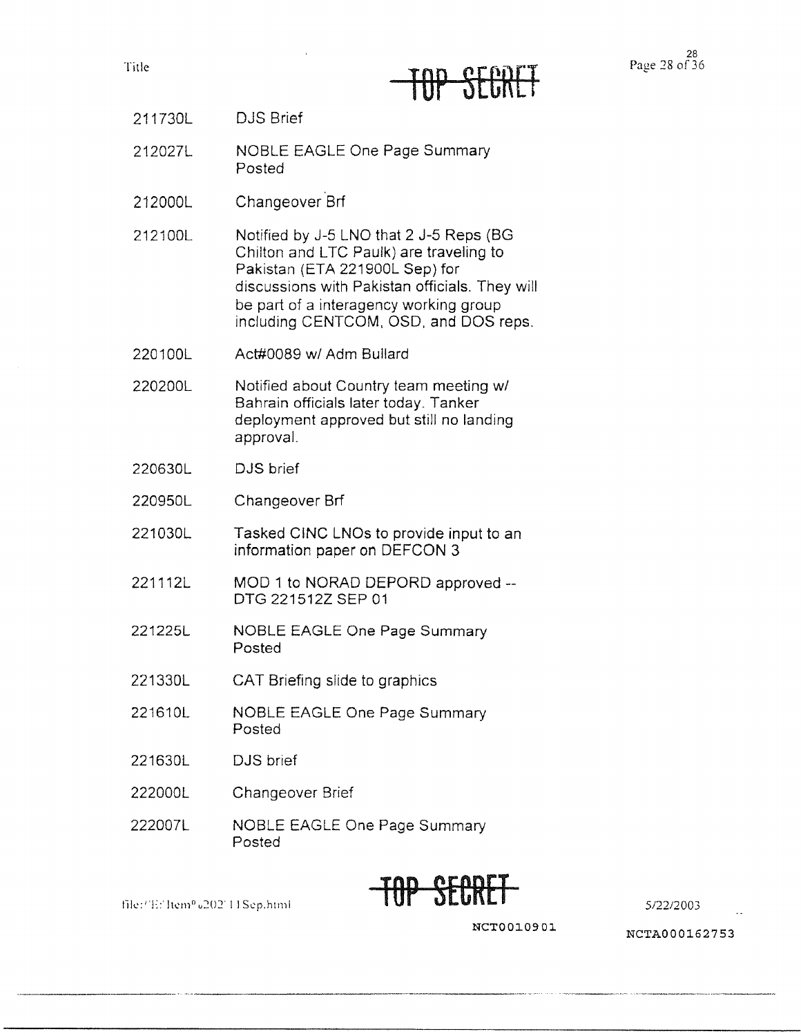| | |
|---|---|
| 211730L | DJS Brief |
| 212027L | NOBLE EAGLE One Page Summary Posted |
| 212000L | Changeover Brf |
| 212100L | Notified by J-5 LNO that 2 J-5 Reps (BG Chilton and LTC Paulk) are traveling to Pakistan (ETA 221900L Sep) for discussions with Pakistan officials. They will be part of a interagency working group including CENTCOM, OSD, and DOS reps. |
| 220100L | Act#0089 w/ Adm Bullard |
| 220200L | Notified about Country team meeting w/ Bahrain officials later today. Tanker deployment approved but still no landing approval. |
| 220630L | DJS brief |
| 220950L | Changeover Brf |
| 221030L | Tasked CINC LNOs to provide input to an information paper on DEFCON 3 |
| 221112L | MOD 1 to NORAD DEPORD approved -- DTG 221512Z SEP 01 |
| 221225L | NOBLE EAGLE One Page Summary Posted |
| 221330L | CAT Briefing slide to graphics |
| 221610L | NOBLE EAGLE One Page Summary Posted |
| 221630L | DJS brief |
| 222000L | Changeover Brief |
| 222007L | NOBLE EAGLE One Page Summary Posted |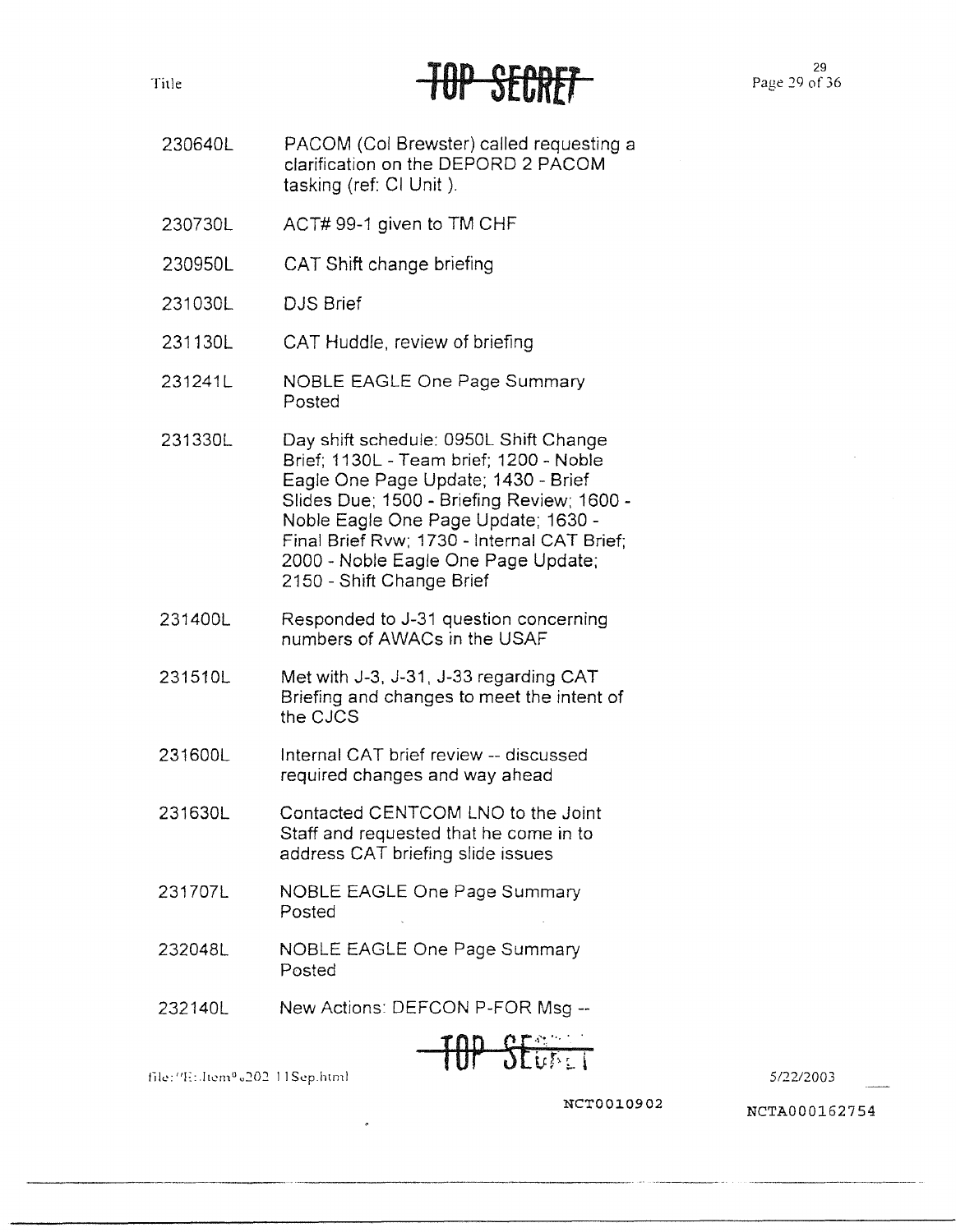| | |
|---|---|
| 230640L | PACOM (Col Brewster) called requesting a clarification on the DEPORD 2 PACOM tasking (ref: CI Unit ). |
| 230730L | ACT# 99-1 given to TM CHF |
| 230950L | CAT Shift change briefing |
| 231030L | DJS Brief |
| 231130L | CAT Huddle, review of briefing |
| 231241L | NOBLE EAGLE One Page Summary Posted |
| 231330L | Day shift schedule: 0950L Shift Change Brief; 1130L - Team brief; 1200 - Noble Eagle One Page Update; 1430 - Brief Slides Due; 1500 - Briefing Review; 1600 - Noble Eagle One Page Update; 1630 - Final Brief Rvw; 1730 - Internal CAT Brief; 2000 - Noble Eagle One Page Update; 2150 - Shift Change Brief |
| 231400L | Responded to J-31 question concerning numbers of AWACs in the USAF |
| 231510L | Met with J-3, J-31, J-33 regarding CAT Briefing and changes to meet the intent of the CJCS |
| 231600L | Internal CAT brief review -- discussed required changes and way ahead |
| 231630L | Contacted CENTCOM LNO to the Joint Staff and requested that he come in to address CAT briefing slide issues |
| 231707L | NOBLE EAGLE One Page Summary Posted |
| 232048L | NOBLE EAGLE One Page Summary Posted |
| 232140L | New Actions: DEFCON P-FOR Msg -- |

NCT0010902

NCTA000162754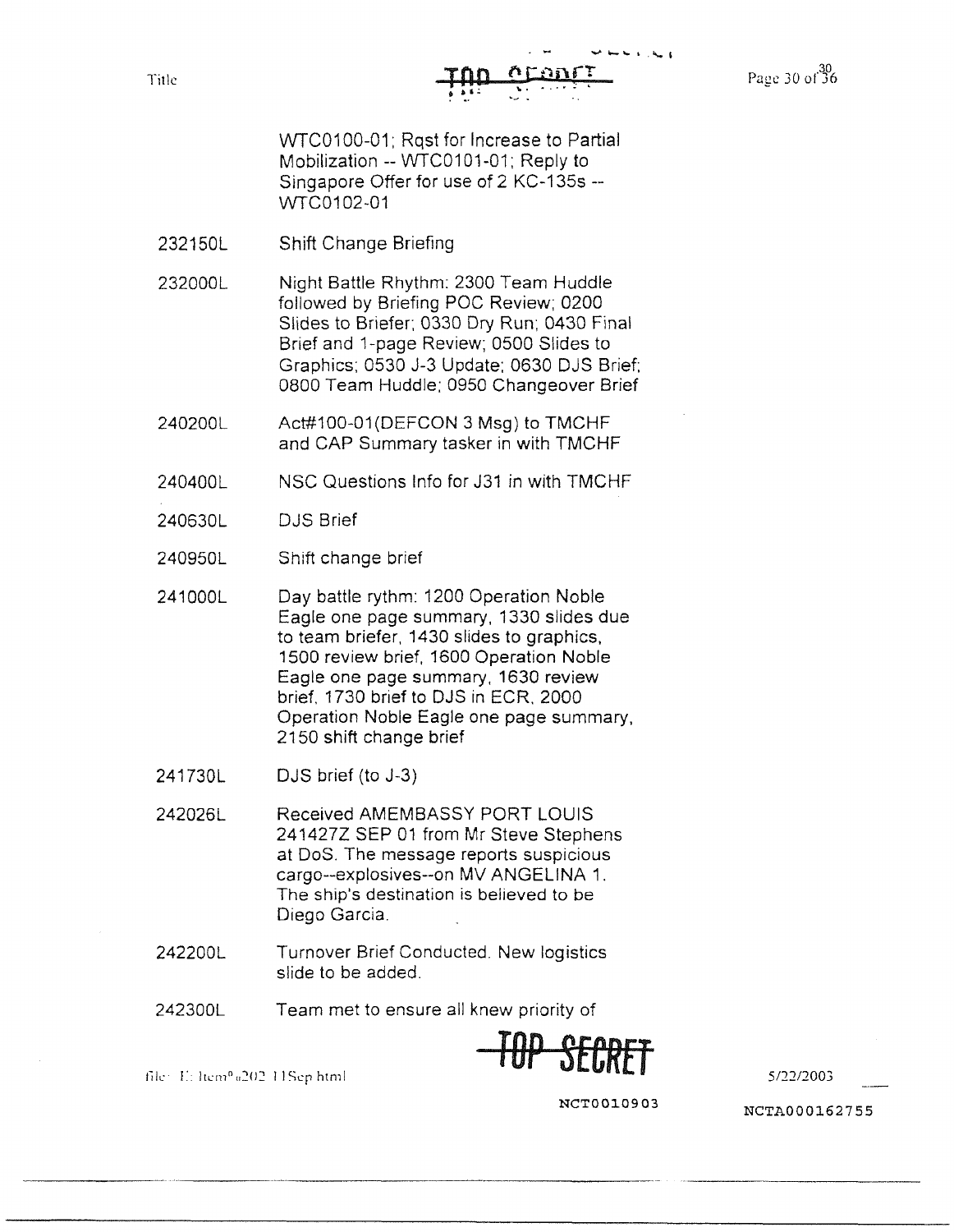WTC0100-01; Rqst for Increase to Partial Mobilization -- WTC0101-01; Reply to Singapore Offer for use of 2 KC-135s -- WTC0102-01

| | |
|---|---|
| 232150L | Shift Change Briefing |
| 232000L | Night Battle Rhythm: 2300 Team Huddle followed by Briefing POC Review; 0200 Slides to Briefer; 0330 Dry Run; 0430 Final Brief and 1-page Review; 0500 Slides to Graphics; 0530 J-3 Update; 0630 DJS Brief; 0800 Team Huddle; 0950 Changeover Brief |
| 240200L | Act#100-01(DEFCON 3 Msg) to TMCHF and CAP Summary tasker in with TMCHF |
| 240400L | NSC Questions Info for J31 in with TMCHF |
| 240630L | DJS Brief |
| 240950L | Shift change brief |
| 241000L | Day battle rythm: 1200 Operation Noble Eagle one page summary, 1330 slides due to team briefer, 1430 slides to graphics, 1500 review brief, 1600 Operation Noble Eagle one page summary, 1630 review brief, 1730 brief to DJS in ECR, 2000 Operation Noble Eagle one page summary, 2150 shift change brief |
| 241730L | DJS brief (to J-3) |
| 242026L | Received AMEMBASSY PORT LOUIS 241427Z SEP 01 from Mr Steve Stephens at DoS. The message reports suspicious cargo--explosives--on MV ANGELINA 1. The ship's destination is believed to be Diego Garcia. |
| 242200L | Turnover Brief Conducted. New logistics slide to be added. |
| 242300L | Team met to ensure all knew priority of |

TOP SECRET

NCT0010903

NCTA000162755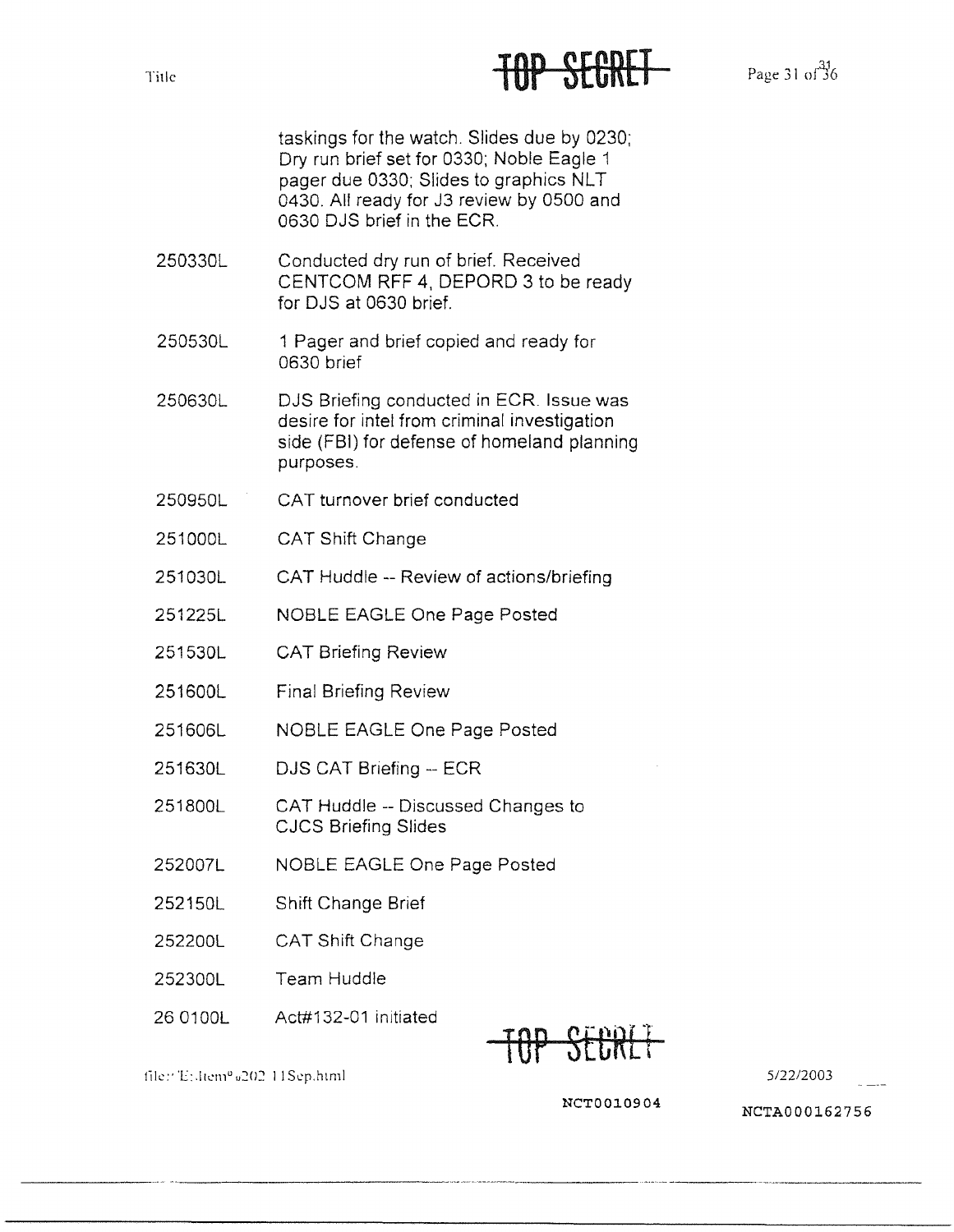taskings for the watch. Slides due by 0230; Dry run brief set for 0330; Noble Eagle 1 pager due 0330; Slides to graphics NLT 0430. All ready for J3 review by 0500 and 0630 DJS brief in the ECR.

| | |
|---|---|
| 250330L | Conducted dry run of brief. Received CENTCOM RFF 4, DEPORD 3 to be ready for DJS at 0630 brief. |
| 250530L | 1 Pager and brief copied and ready for 0630 brief |
| 250630L | DJS Briefing conducted in ECR. Issue was desire for intel from criminal investigation side (FBI) for defense of homeland planning purposes. |
| 250950L | CAT turnover brief conducted |
| 251000L | CAT Shift Change |
| 251030L | CAT Huddle -- Review of actions/briefing |
| 251225L | NOBLE EAGLE One Page Posted |
| 251530L | CAT Briefing Review |
| 251600L | Final Briefing Review |
| 251606L | NOBLE EAGLE One Page Posted |
| 251630L | DJS CAT Briefing -- ECR |
| 251800L | CAT Huddle -- Discussed Changes to CJCS Briefing Slides |
| 252007L | NOBLE EAGLE One Page Posted |
| 252150L | Shift Change Brief |
| 252200L | CAT Shift Change |
| 252300L | Team Huddle |
| 26 0100L | Act#132-01 initiated |

NCT0010904

NCTA000162756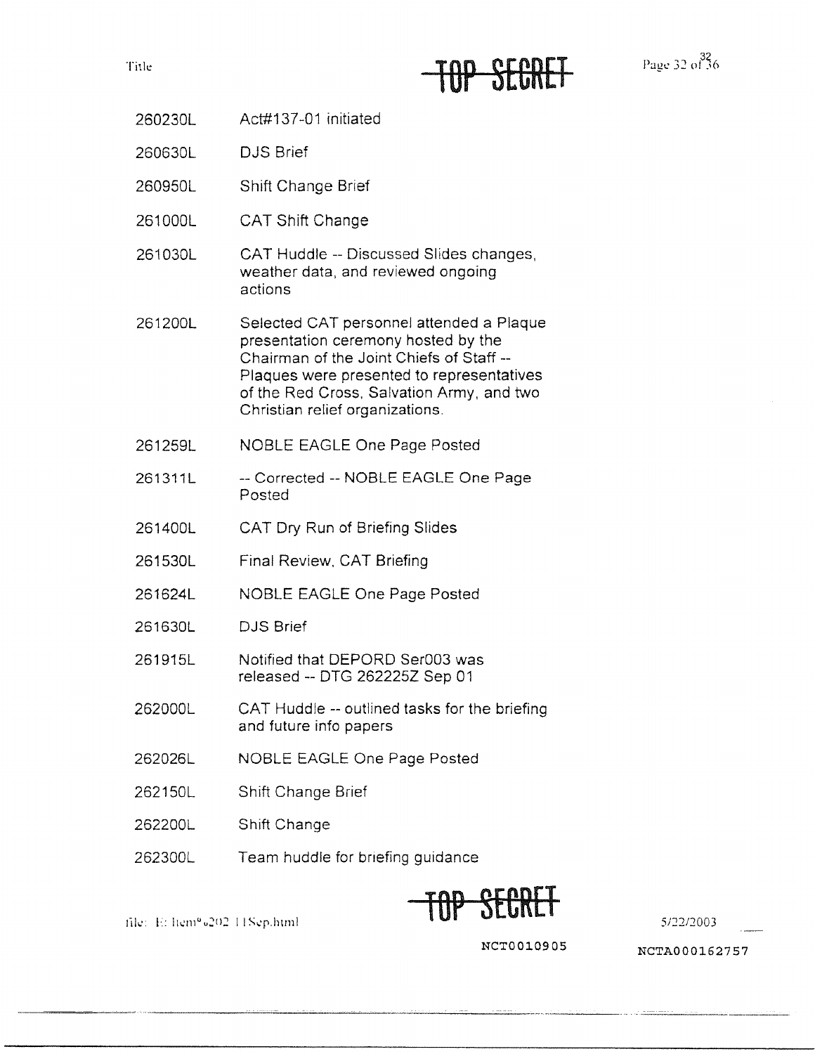| | |
|---|---|
| 260230L | Act#137-01 initiated |
| 260630L | DJS Brief |
| 260950L | Shift Change Brief |
| 261000L | CAT Shift Change |
| 261030L | CAT Huddle -- Discussed Slides changes, weather data, and reviewed ongoing actions |
| 261200L | Selected CAT personnel attended a Plaque presentation ceremony hosted by the Chairman of the Joint Chiefs of Staff -- Plaques were presented to representatives of the Red Cross, Salvation Army, and two Christian relief organizations. |
| 261259L | NOBLE EAGLE One Page Posted |
| 261311L | -- Corrected -- NOBLE EAGLE One Page Posted |
| 261400L | CAT Dry Run of Briefing Slides |
| 261530L | Final Review, CAT Briefing |
| 261624L | NOBLE EAGLE One Page Posted |
| 261630L | DJS Brief |
| 261915L | Notified that DEPORD Ser003 was released -- DTG 262225Z Sep 01 |
| 262000L | CAT Huddle -- outlined tasks for the briefing and future info papers |
| 262026L | NOBLE EAGLE One Page Posted |
| 262150L | Shift Change Brief |
| 262200L | Shift Change |
| 262300L | Team huddle for briefing guidance |

NCT0010905

NCTA000162757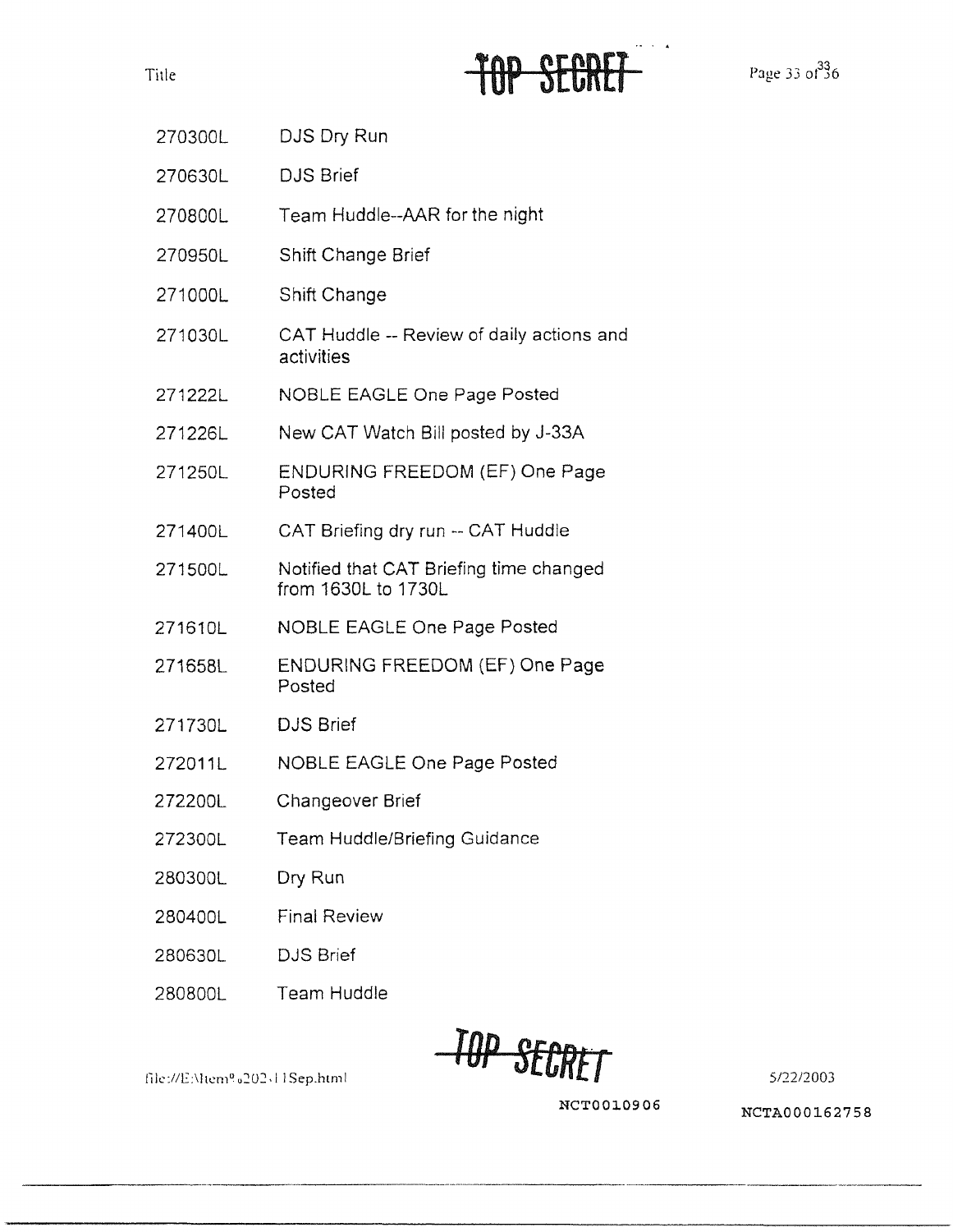| | |
|---|---|
| 270300L | DJS Dry Run |
| 270630L | DJS Brief |
| 270800L | Team Huddle--AAR for the night |
| 270950L | Shift Change Brief |
| 271000L | Shift Change |
| 271030L | CAT Huddle -- Review of daily actions and activities |
| 271222L | NOBLE EAGLE One Page Posted |
| 271226L | New CAT Watch Bill posted by J-33A |
| 271250L | ENDURING FREEDOM (EF) One Page Posted |
| 271400L | CAT Briefing dry run -- CAT Huddle |
| 271500L | Notified that CAT Briefing time changed from 1630L to 1730L |
| 271610L | NOBLE EAGLE One Page Posted |
| 271658L | ENDURING FREEDOM (EF) One Page Posted |
| 271730L | DJS Brief |
| 272011L | NOBLE EAGLE One Page Posted |
| 272200L | Changeover Brief |
| 272300L | Team Huddle/Briefing Guidance |
| 280300L | Dry Run |
| 280400L | Final Review |
| 280630L | DJS Brief |
| 280800L | Team Huddle |

NCT0010906

NCTA000162758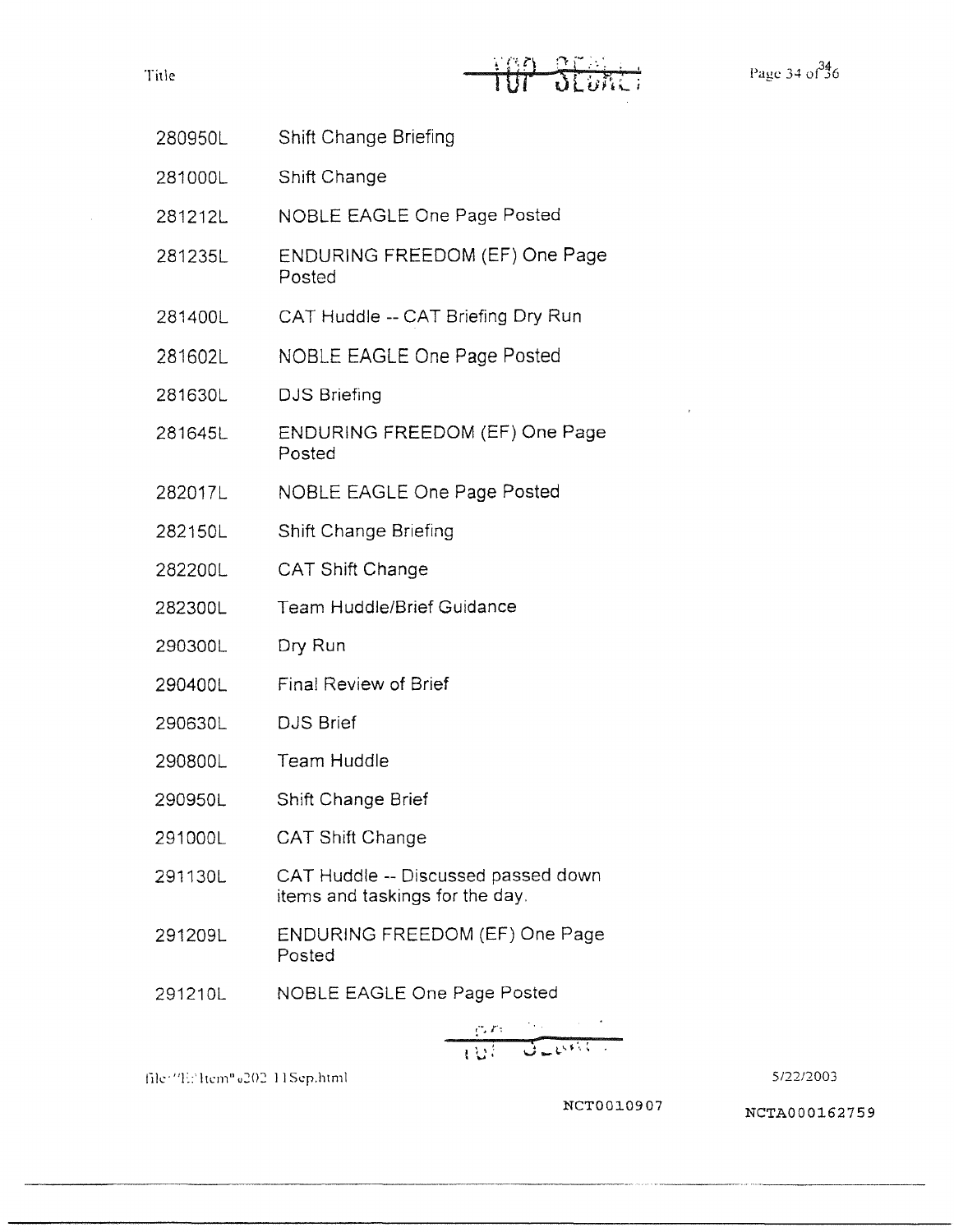| | |
|---|---|
| 280950L | Shift Change Briefing |
| 281000L | Shift Change |
| 281212L | NOBLE EAGLE One Page Posted |
| 281235L | ENDURING FREEDOM (EF) One Page Posted |
| 281400L | CAT Huddle -- CAT Briefing Dry Run |
| 281602L | NOBLE EAGLE One Page Posted |
| 281630L | DJS Briefing |
| 281645L | ENDURING FREEDOM (EF) One Page Posted |
| 282017L | NOBLE EAGLE One Page Posted |
| 282150L | Shift Change Briefing |
| 282200L | CAT Shift Change |
| 282300L | Team Huddle/Brief Guidance |
| 290300L | Dry Run |
| 290400L | Final Review of Brief |
| 290630L | DJS Brief |
| 290800L | Team Huddle |
| 290950L | Shift Change Brief |
| 291000L | CAT Shift Change |
| 291130L | CAT Huddle -- Discussed passed down items and taskings for the day. |
| 291209L | ENDURING FREEDOM (EF) One Page Posted |
| 291210L | NOBLE EAGLE One Page Posted |

NCT0010907

NCTA000162759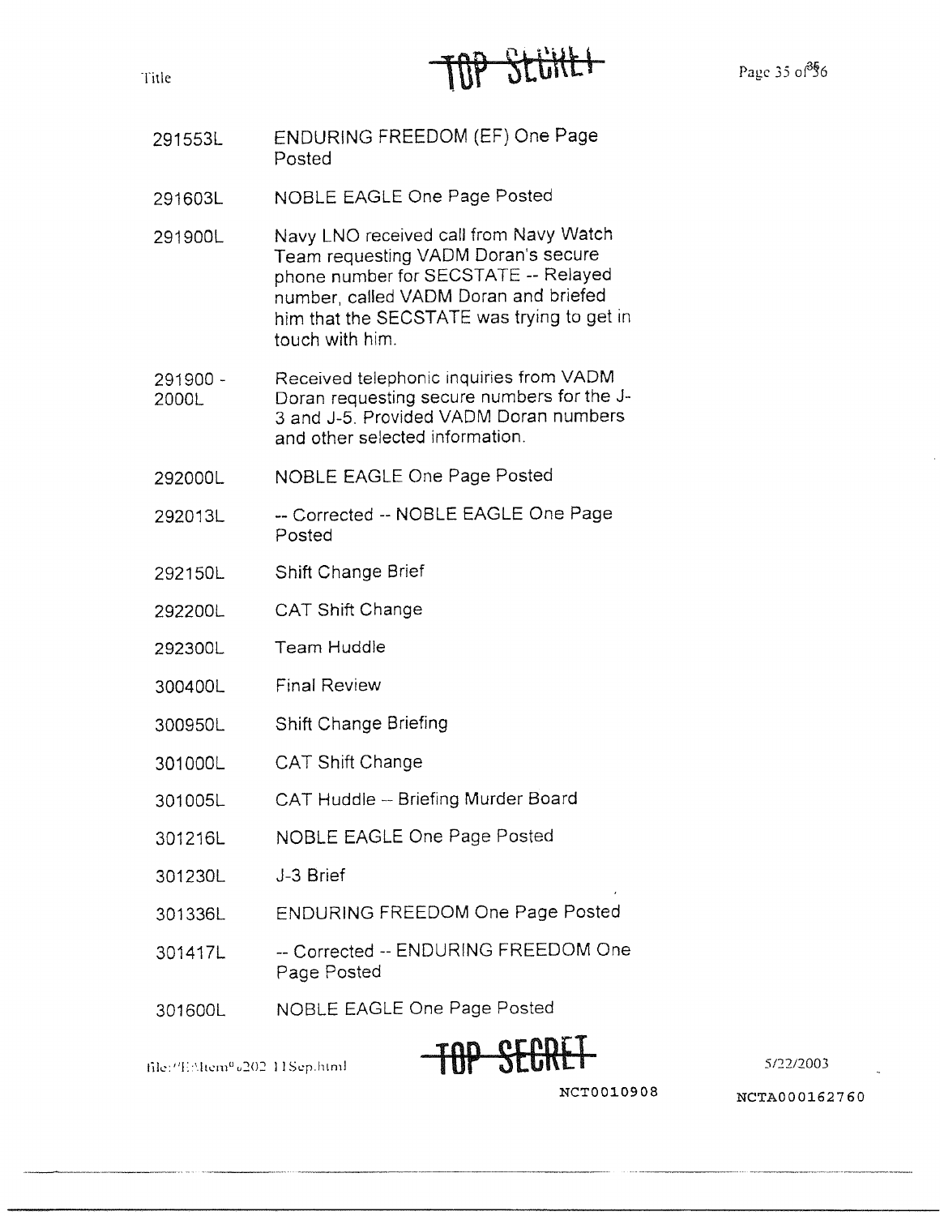TOP SECRET

| | |
|---|---|
| 291553L | ENDURING FREEDOM (EF) One Page Posted |
| 291603L | NOBLE EAGLE One Page Posted |
| 291900L | Navy LNO received call from Navy Watch Team requesting VADM Doran's secure phone number for SECSTATE -- Relayed number, called VADM Doran and briefed him that the SECSTATE was trying to get in touch with him. |
| 291900 - 2000L | Received telephonic inquiries from VADM Doran requesting secure numbers for the J-3 and J-5. Provided VADM Doran numbers and other selected information. |
| 292000L | NOBLE EAGLE One Page Posted |
| 292013L | -- Corrected -- NOBLE EAGLE One Page Posted |
| 292150L | Shift Change Brief |
| 292200L | CAT Shift Change |
| 292300L | Team Huddle |
| 300400L | Final Review |
| 300950L | Shift Change Briefing |
| 301000L | CAT Shift Change |
| 301005L | CAT Huddle -- Briefing Murder Board |
| 301216L | NOBLE EAGLE One Page Posted |
| 301230L | J-3 Brief |
| 301336L | ENDURING FREEDOM One Page Posted |
| 301417L | -- Corrected -- ENDURING FREEDOM One Page Posted |
| 301600L | NOBLE EAGLE One Page Posted |

TOP SECRET

NCT0010908

NCTA000162760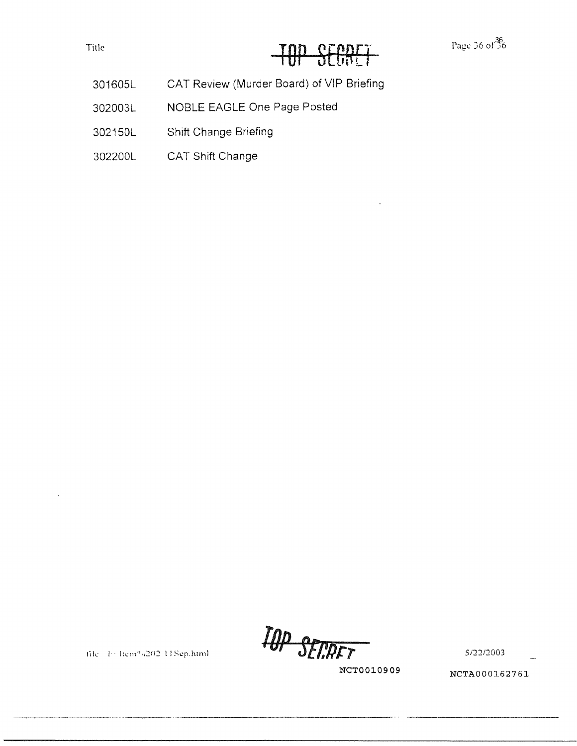| | |
|---|---|
| 301605L | CAT Review (Murder Board) of VIP Briefing |
| 302003L | NOBLE EAGLE One Page Posted |
| 302150L | Shift Change Briefing |
| 302200L | CAT Shift Change |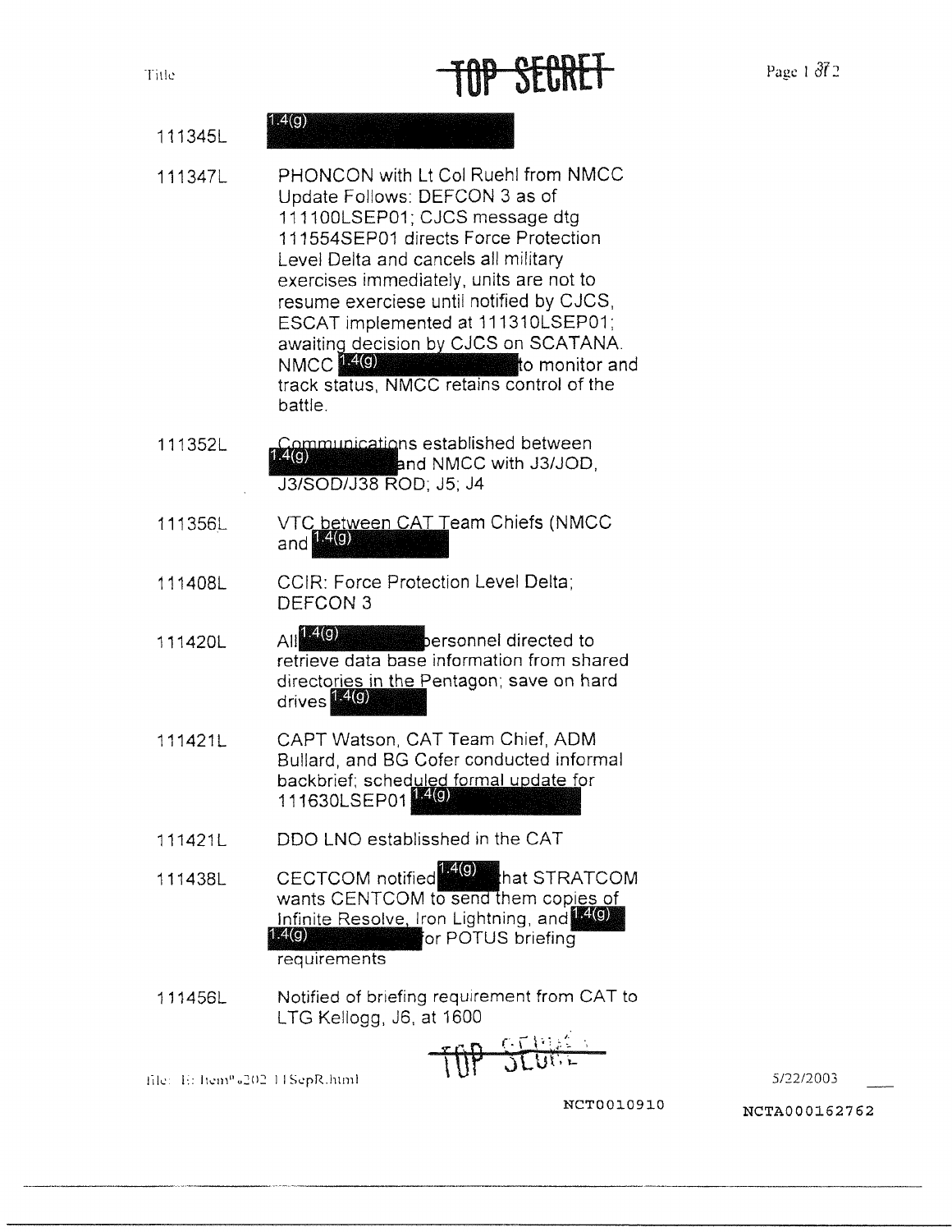TOP SECRET

| | |
|---|---|
| 111345L | 1.4(g) |
| 111347L | PHONCON with Lt Col Ruehl from NMCC Update Follows: DEFCON 3 as of 111100LSEP01; CJCS message dtg 111554SEP01 directs Force Protection Level Delta and cancels all military exercises immediately, units are not to resume exerciese until notified by CJCS, ESCAT implemented at 111310LSEP01; awaiting decision by CJCS on SCATANA. NMCC 1.4(g) to monitor and track status, NMCC retains control of the battle. |
| 111352L | Communications established between 1.4(g) and NMCC with J3/JOD, J3/SOD/J38 ROD; J5; J4 |
| 111356L | VTC between CAT Team Chiefs (NMCC and 1.4(g) |
| 111408L | CCIR: Force Protection Level Delta; DEFCON 3 |
| 111420L | All 1.4(g) personnel directed to retrieve data base information from shared directories in the Pentagon; save on hard drives 1.4(g) |
| 111421L | CAPT Watson, CAT Team Chief, ADM Bullard, and BG Cofer conducted informal backbrief; scheduled formal update for 111630LSEP01 1.4(g) |
| 111421L | DDO LNO establisshed in the CAT |
| 111438L | CECTCOM notified 1.4(g) that STRATCOM wants CENTCOM to send them copies of Infinite Resolve, Iron Lightning, and 1.4(g) 1.4(g) for POTUS briefing requirements |
| 111456L | Notified of briefing requirement from CAT to LTG Kellogg, J6, at 1600 |

TOP SECRET

NCT0010910

NCTA000162762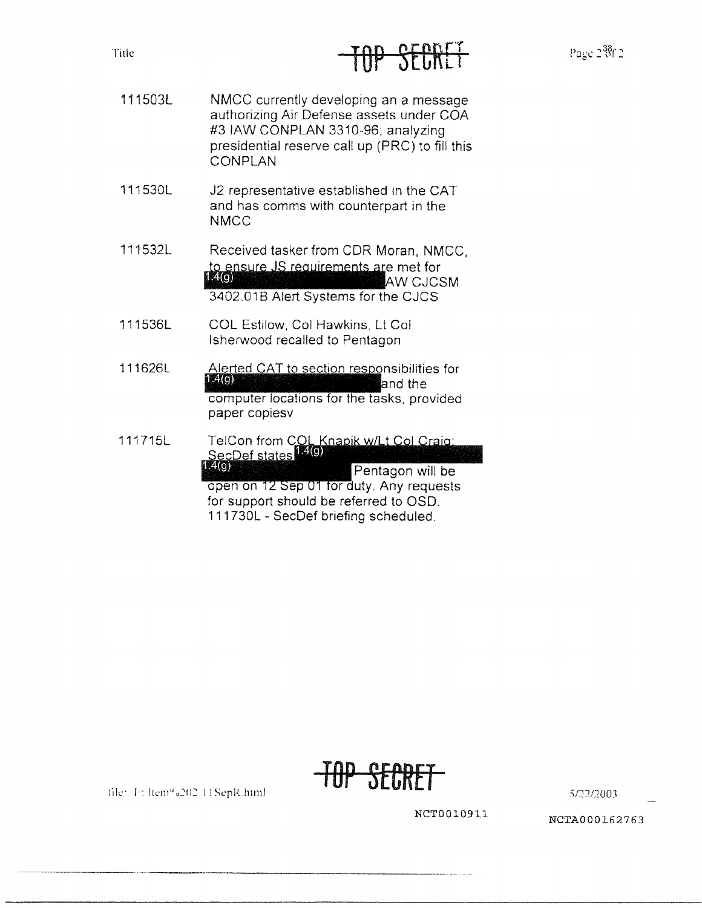TOP SECRET

| | |
|---|---|
| 111503L | NMCC currently developing an a message authorizing Air Defense assets under COA #3 IAW CONPLAN 3310-96; analyzing presidential reserve call up (PRC) to fill this CONPLAN |
| 111530L | J2 representative established in the CAT and has comms with counterpart in the NMCC |
| 111532L | Received tasker from CDR Moran, NMCC, to ensure JS requirements are met for 1.4(g) AW CJCSM 3402.01B Alert Systems for the CJCS |
| 111536L | COL Estilow, Col Hawkins, Lt Col Isherwood recalled to Pentagon |
| 111626L | Alerted CAT to section responsibilities for 1.4(g) and the computer locations for the tasks, provided paper copiesv |
| 111715L | TelCon from COL Knapik w/Lt Col Craig: SecDef states 1.4(g) 1.4(g) Pentagon will be open on 12 Sep 01 for duty. Any requests for support should be referred to OSD. 111730L - SecDef briefing scheduled. |

TOP SECRET

NCT0010911

NCTA000162763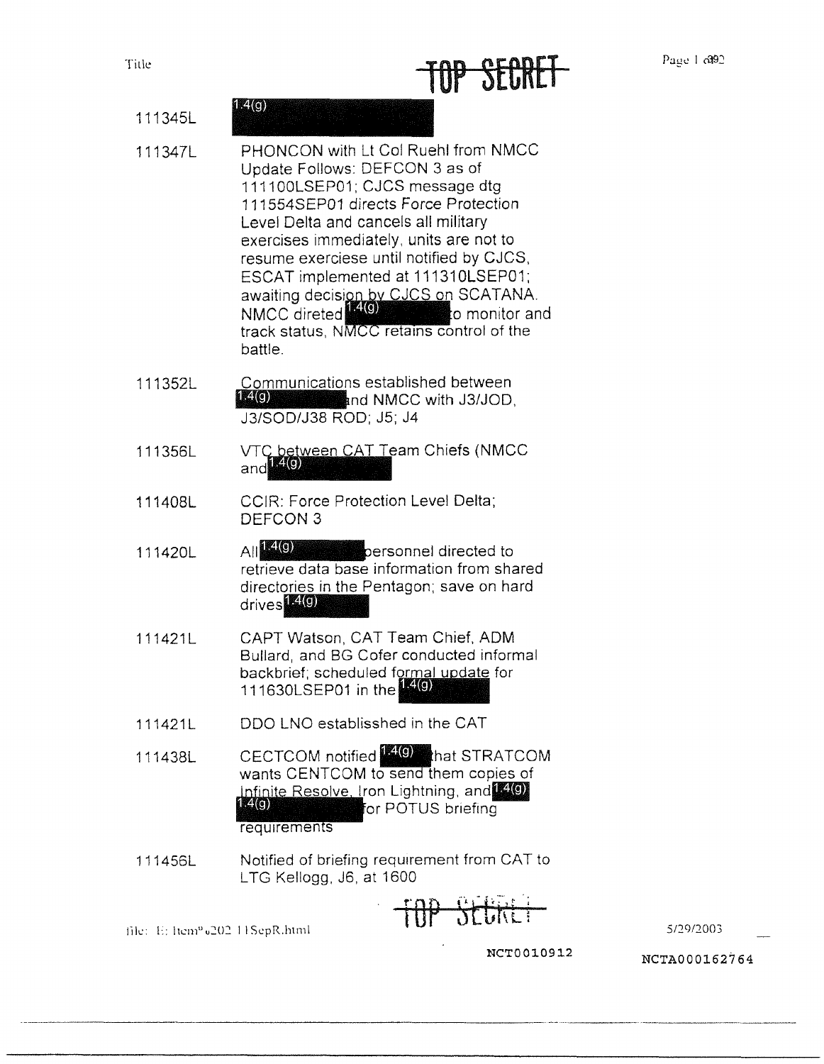TOP SECRET

| | |
|---|---|
| 111345L | 1.4(g) |
| 111347L | PHONCON with Lt Col Ruehl from NMCC Update Follows: DEFCON 3 as of 111100LSEP01; CJCS message dtg 111554SEP01 directs Force Protection Level Delta and cancels all military exercises immediately, units are not to resume exerciese until notified by CJCS, ESCAT implemented at 111310LSEP01; awaiting decision by CJCS on SCATANA. NMCC direted 1.4(g) to monitor and track status, NMCC retains control of the battle. |
| 111352L | Communications established between 1.4(g) and NMCC with J3/JOD, J3/SOD/J38 ROD; J5; J4 |
| 111356L | VTC between CAT Team Chiefs (NMCC and 1.4(g) |
| 111408L | CCIR: Force Protection Level Delta; DEFCON 3 |
| 111420L | All 1.4(g) personnel directed to retrieve data base information from shared directories in the Pentagon; save on hard drives 1.4(g) |
| 111421L | CAPT Watson, CAT Team Chief, ADM Bullard, and BG Cofer conducted informal backbrief; scheduled formal update for 111630LSEP01 in the 1.4(g) |
| 111421L | DDO LNO establisshed in the CAT |
| 111438L | CECTCOM notified 1.4(g) that STRATCOM wants CENTCOM to send them copies of Infinite Resolve, Iron Lightning, and 1.4(g) 1.4(g) for POTUS briefing requirements |
| 111456L | Notified of briefing requirement from CAT to LTG Kellogg, J6, at 1600 |

TOP SECRET

NCT0010912

NCTA000162764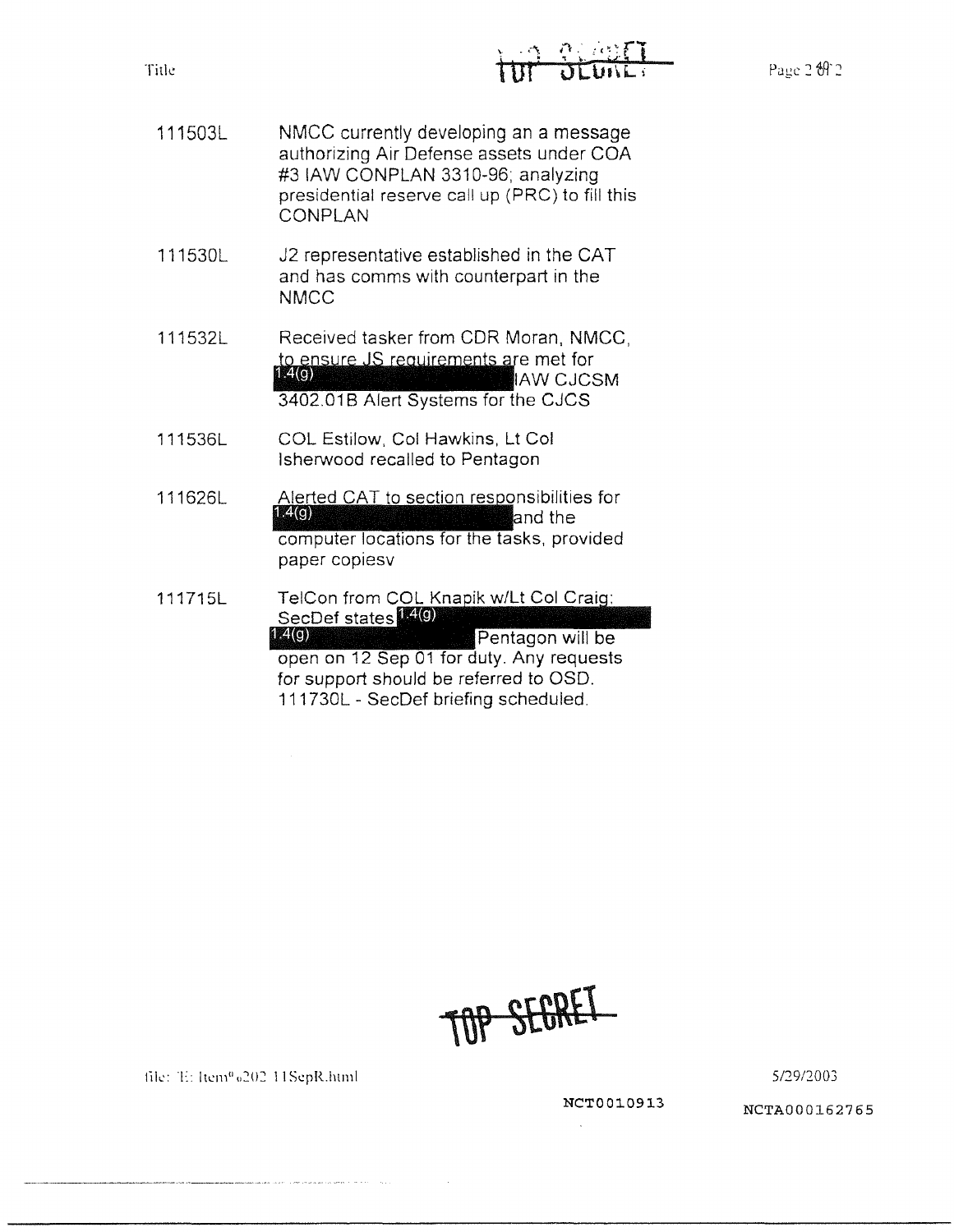| | |
|---|---|
| 111503L | NMCC currently developing an a message authorizing Air Defense assets under COA #3 IAW CONPLAN 3310-96; analyzing presidential reserve call up (PRC) to fill this CONPLAN |
| 111530L | J2 representative established in the CAT and has comms with counterpart in the NMCC |
| 111532L | Received tasker from CDR Moran, NMCC, to ensure JS requirements are met for 1.4(g) IAW CJCSM 3402.01B Alert Systems for the CJCS |
| 111536L | COL Estilow, Col Hawkins, Lt Col Isherwood recalled to Pentagon |
| 111626L | Alerted CAT to section responsibilities for 1.4(g) and the computer locations for the tasks, provided paper copiesv |
| 111715L | TelCon from COL Knapik w/Lt Col Craig: SecDef states 1.4(g) 1.4(g) Pentagon will be open on 12 Sep 01 for duty. Any requests for support should be referred to OSD. 111730L - SecDef briefing scheduled. |

TOP SECRET

file: E: Item%202 11SepR.html

5/29/2003

NCT0010913

NCTA000162765